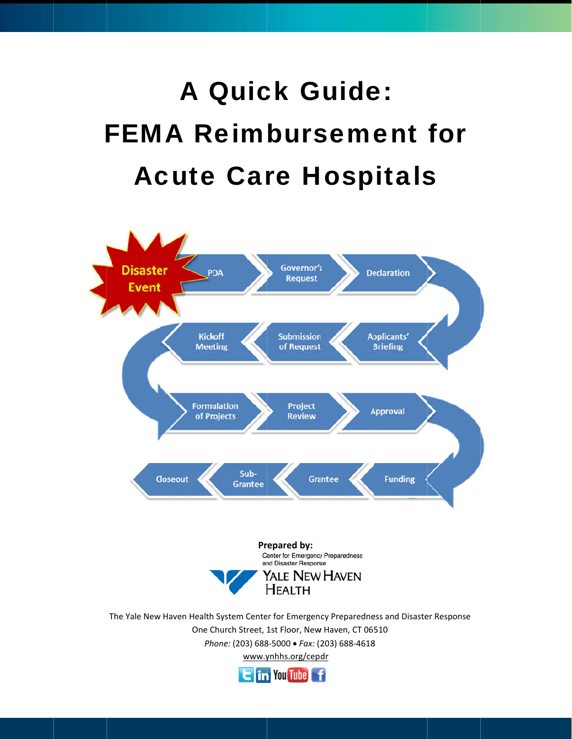# A Quick Guide: FEMA Reimbursement for Acute Care Hospitals

Disaster Event → PDA → Governor's Request → Declaration → Applicants' Briefing → Submission of Request → Kickoff Meeting → Formulation of Projects → Project Review → Approval → Funding → Grantee → Sub-Grantee → Closeout

**Prepared by:**

Center for Emergency Preparedness and Disaster Response

Yale New Haven Health

The Yale New Haven Health System Center for Emergency Preparedness and Disaster Response
One Church Street, 1st Floor, New Haven, CT 06510
*Phone:* (203) 688-5000 • *Fax:* (203) 688-4618
www.ynhhs.org/cepdr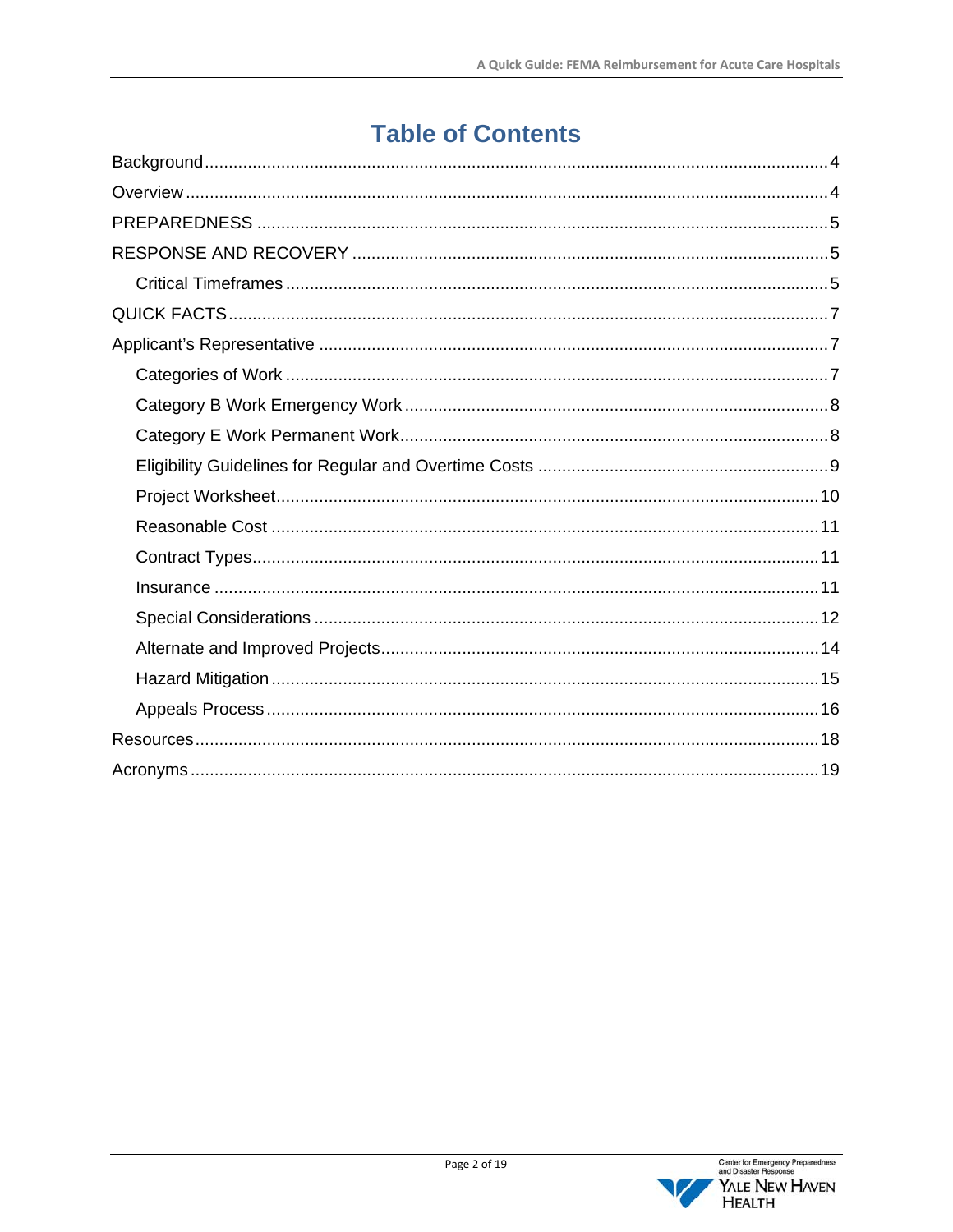# Table of Contents

- Background ....................................................................... 4
- Overview .......................................................................... 4
- PREPAREDNESS ..................................................................... 5
- RESPONSE AND RECOVERY ........................................................... 5
  - Critical Timeframes ............................................................ 5
- QUICK FACTS ...................................................................... 7
- Applicant's Representative ..................................................... 7
  - Categories of Work ............................................................. 7
  - Category B Work Emergency Work ................................................. 8
  - Category E Work Permanent Work ................................................. 8
  - Eligibility Guidelines for Regular and Overtime Costs .......................... 9
  - Project Worksheet .............................................................. 10
  - Reasonable Cost ................................................................ 11
  - Contract Types ................................................................. 11
  - Insurance ...................................................................... 11
  - Special Considerations ......................................................... 12
  - Alternate and Improved Projects ................................................ 14
  - Hazard Mitigation .............................................................. 15
  - Appeals Process ................................................................ 16
- Resources ........................................................................ 18
- Acronyms ......................................................................... 19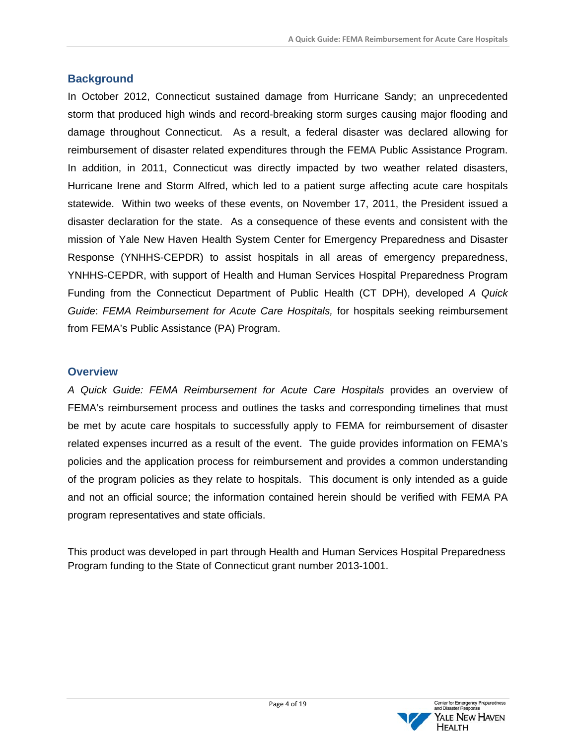## Background

In October 2012, Connecticut sustained damage from Hurricane Sandy; an unprecedented storm that produced high winds and record-breaking storm surges causing major flooding and damage throughout Connecticut. As a result, a federal disaster was declared allowing for reimbursement of disaster related expenditures through the FEMA Public Assistance Program. In addition, in 2011, Connecticut was directly impacted by two weather related disasters, Hurricane Irene and Storm Alfred, which led to a patient surge affecting acute care hospitals statewide. Within two weeks of these events, on November 17, 2011, the President issued a disaster declaration for the state. As a consequence of these events and consistent with the mission of Yale New Haven Health System Center for Emergency Preparedness and Disaster Response (YNHHS-CEPDR) to assist hospitals in all areas of emergency preparedness, YNHHS-CEPDR, with support of Health and Human Services Hospital Preparedness Program Funding from the Connecticut Department of Public Health (CT DPH), developed *A Quick Guide*: *FEMA Reimbursement for Acute Care Hospitals,* for hospitals seeking reimbursement from FEMA's Public Assistance (PA) Program.

## Overview

*A Quick Guide: FEMA Reimbursement for Acute Care Hospitals* provides an overview of FEMA's reimbursement process and outlines the tasks and corresponding timelines that must be met by acute care hospitals to successfully apply to FEMA for reimbursement of disaster related expenses incurred as a result of the event. The guide provides information on FEMA's policies and the application process for reimbursement and provides a common understanding of the program policies as they relate to hospitals. This document is only intended as a guide and not an official source; the information contained herein should be verified with FEMA PA program representatives and state officials.

This product was developed in part through Health and Human Services Hospital Preparedness Program funding to the State of Connecticut grant number 2013-1001.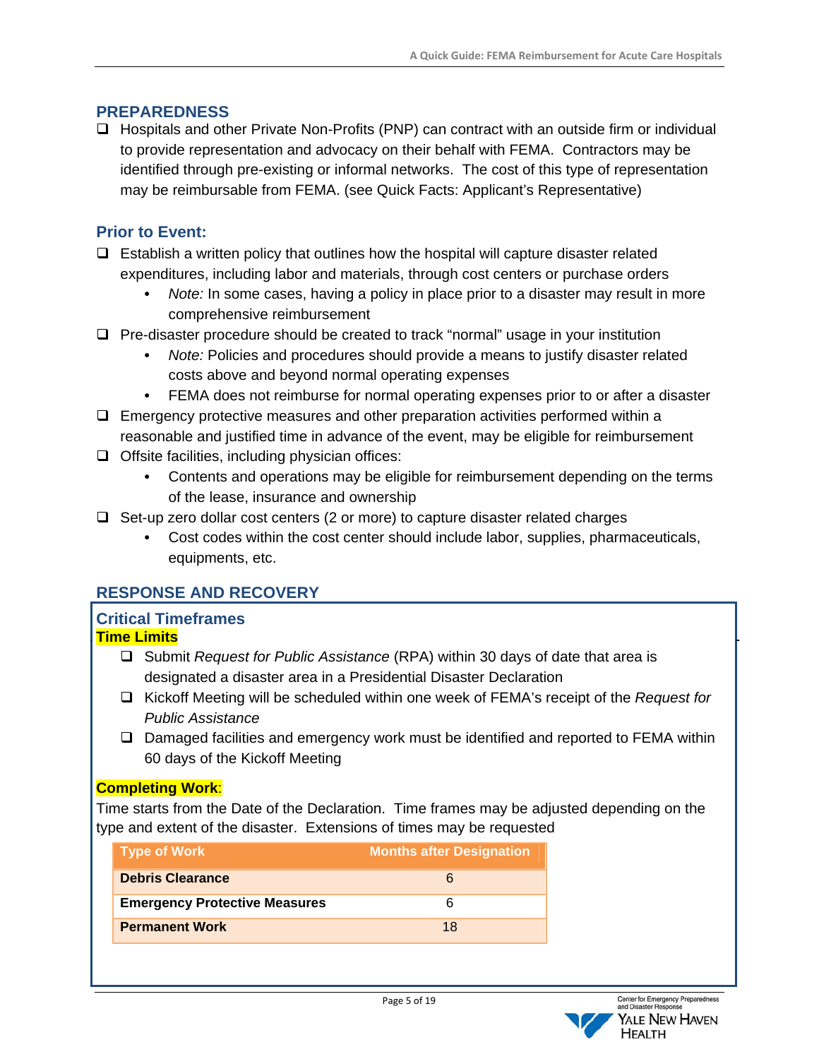## PREPAREDNESS

- Hospitals and other Private Non-Profits (PNP) can contract with an outside firm or individual to provide representation and advocacy on their behalf with FEMA. Contractors may be identified through pre-existing or informal networks. The cost of this type of representation may be reimbursable from FEMA. (see Quick Facts: Applicant's Representative)

### Prior to Event:

- Establish a written policy that outlines how the hospital will capture disaster related expenditures, including labor and materials, through cost centers or purchase orders
  - *Note:* In some cases, having a policy in place prior to a disaster may result in more comprehensive reimbursement
- Pre-disaster procedure should be created to track "normal" usage in your institution
  - *Note:* Policies and procedures should provide a means to justify disaster related costs above and beyond normal operating expenses
  - FEMA does not reimburse for normal operating expenses prior to or after a disaster
- Emergency protective measures and other preparation activities performed within a reasonable and justified time in advance of the event, may be eligible for reimbursement
- Offsite facilities, including physician offices:
  - Contents and operations may be eligible for reimbursement depending on the terms of the lease, insurance and ownership
- Set-up zero dollar cost centers (2 or more) to capture disaster related charges
  - Cost codes within the cost center should include labor, supplies, pharmaceuticals, equipments, etc.

## RESPONSE AND RECOVERY

### Critical Timeframes

**Time Limits**

- Submit *Request for Public Assistance* (RPA) within 30 days of date that area is designated a disaster area in a Presidential Disaster Declaration
- Kickoff Meeting will be scheduled within one week of FEMA's receipt of the *Request for Public Assistance*
- Damaged facilities and emergency work must be identified and reported to FEMA within 60 days of the Kickoff Meeting

**Completing Work**:

Time starts from the Date of the Declaration. Time frames may be adjusted depending on the type and extent of the disaster. Extensions of times may be requested

| Type of Work | Months after Designation |
|---|---|
| **Debris Clearance** | 6 |
| **Emergency Protective Measures** | 6 |
| **Permanent Work** | 18 |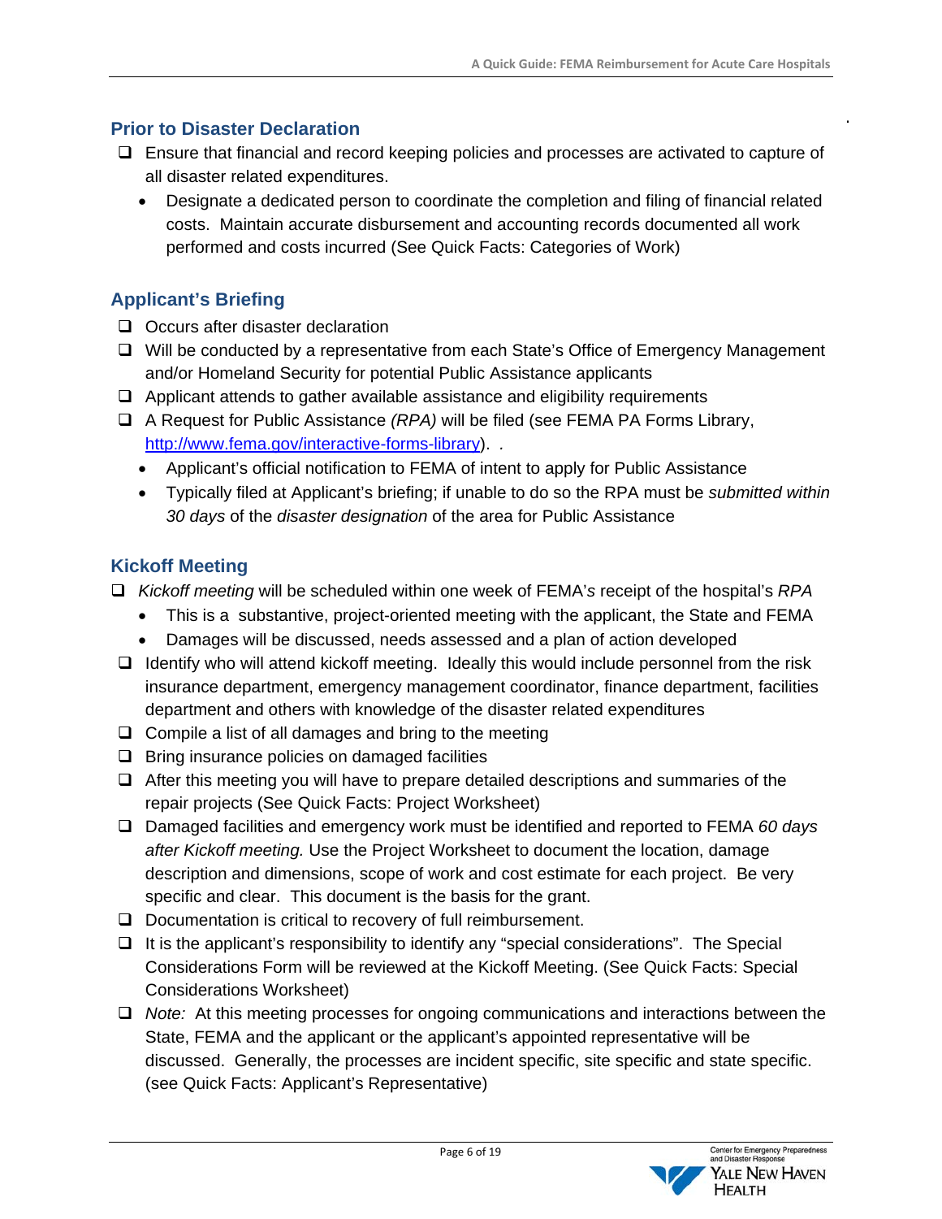## Prior to Disaster Declaration

- [ ] Ensure that financial and record keeping policies and processes are activated to capture of all disaster related expenditures.
  - Designate a dedicated person to coordinate the completion and filing of financial related costs. Maintain accurate disbursement and accounting records documented all work performed and costs incurred (See Quick Facts: Categories of Work)

## Applicant's Briefing

- [ ] Occurs after disaster declaration
- [ ] Will be conducted by a representative from each State's Office of Emergency Management and/or Homeland Security for potential Public Assistance applicants
- [ ] Applicant attends to gather available assistance and eligibility requirements
- [ ] A Request for Public Assistance *(RPA)* will be filed (see FEMA PA Forms Library, [http://www.fema.gov/interactive-forms-library](http://www.fema.gov/interactive-forms-library)). .
  - Applicant's official notification to FEMA of intent to apply for Public Assistance
  - Typically filed at Applicant's briefing; if unable to do so the RPA must be *submitted within 30 days* of the *disaster designation* of the area for Public Assistance

## Kickoff Meeting

- [ ] *Kickoff meeting* will be scheduled within one week of FEMA's receipt of the hospital's *RPA*
  - This is a substantive, project-oriented meeting with the applicant, the State and FEMA
  - Damages will be discussed, needs assessed and a plan of action developed
- [ ] Identify who will attend kickoff meeting. Ideally this would include personnel from the risk insurance department, emergency management coordinator, finance department, facilities department and others with knowledge of the disaster related expenditures
- [ ] Compile a list of all damages and bring to the meeting
- [ ] Bring insurance policies on damaged facilities
- [ ] After this meeting you will have to prepare detailed descriptions and summaries of the repair projects (See Quick Facts: Project Worksheet)
- [ ] Damaged facilities and emergency work must be identified and reported to FEMA *60 days after Kickoff meeting.* Use the Project Worksheet to document the location, damage description and dimensions, scope of work and cost estimate for each project. Be very specific and clear. This document is the basis for the grant.
- [ ] Documentation is critical to recovery of full reimbursement.
- [ ] It is the applicant's responsibility to identify any "special considerations". The Special Considerations Form will be reviewed at the Kickoff Meeting. (See Quick Facts: Special Considerations Worksheet)
- [ ] *Note:* At this meeting processes for ongoing communications and interactions between the State, FEMA and the applicant or the applicant's appointed representative will be discussed. Generally, the processes are incident specific, site specific and state specific. (see Quick Facts: Applicant's Representative)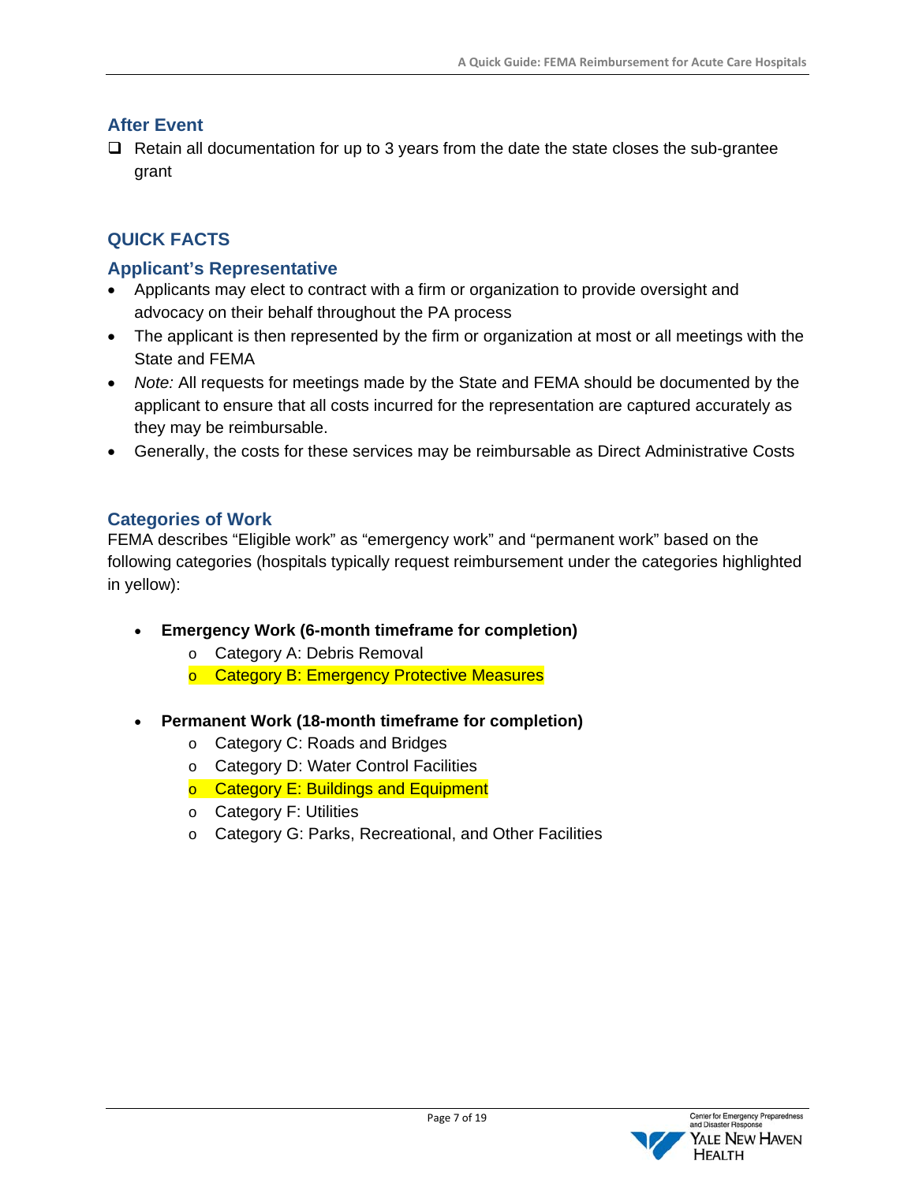## After Event

- [ ] Retain all documentation for up to 3 years from the date the state closes the sub-grantee grant

## QUICK FACTS

### Applicant's Representative

- Applicants may elect to contract with a firm or organization to provide oversight and advocacy on their behalf throughout the PA process
- The applicant is then represented by the firm or organization at most or all meetings with the State and FEMA
- *Note:* All requests for meetings made by the State and FEMA should be documented by the applicant to ensure that all costs incurred for the representation are captured accurately as they may be reimbursable.
- Generally, the costs for these services may be reimbursable as Direct Administrative Costs

### Categories of Work

FEMA describes "Eligible work" as "emergency work" and "permanent work" based on the following categories (hospitals typically request reimbursement under the categories highlighted in yellow):

- **Emergency Work (6-month timeframe for completion)**
  - Category A: Debris Removal
  - Category B: Emergency Protective Measures
- **Permanent Work (18-month timeframe for completion)**
  - Category C: Roads and Bridges
  - Category D: Water Control Facilities
  - Category E: Buildings and Equipment
  - Category F: Utilities
  - Category G: Parks, Recreational, and Other Facilities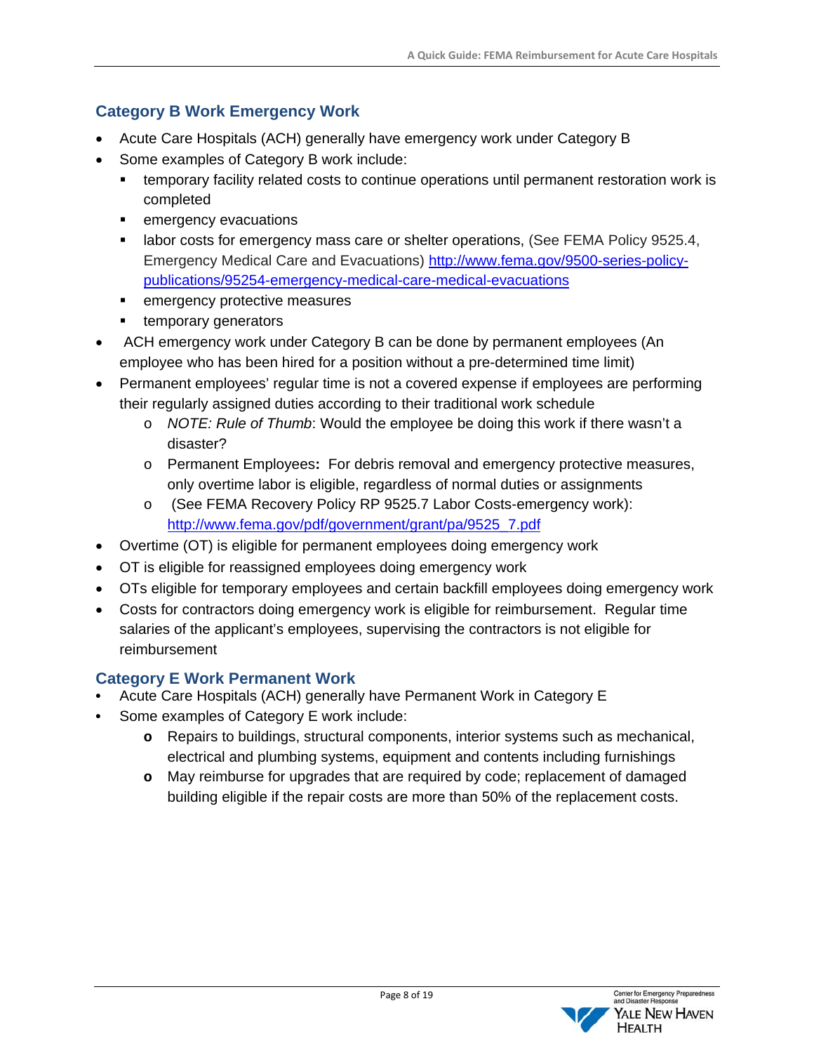## Category B Work Emergency Work

- Acute Care Hospitals (ACH) generally have emergency work under Category B
- Some examples of Category B work include:
  - temporary facility related costs to continue operations until permanent restoration work is completed
  - emergency evacuations
  - labor costs for emergency mass care or shelter operations, (See FEMA Policy 9525.4, Emergency Medical Care and Evacuations) http://www.fema.gov/9500-series-policy-publications/95254-emergency-medical-care-medical-evacuations
  - emergency protective measures
  - temporary generators
- ACH emergency work under Category B can be done by permanent employees (An employee who has been hired for a position without a pre-determined time limit)
- Permanent employees' regular time is not a covered expense if employees are performing their regularly assigned duties according to their traditional work schedule
  - *NOTE: Rule of Thumb*: Would the employee be doing this work if there wasn't a disaster?
  - Permanent Employees**:** For debris removal and emergency protective measures, only overtime labor is eligible, regardless of normal duties or assignments
  - (See FEMA Recovery Policy RP 9525.7 Labor Costs-emergency work): http://www.fema.gov/pdf/government/grant/pa/9525_7.pdf
- Overtime (OT) is eligible for permanent employees doing emergency work
- OT is eligible for reassigned employees doing emergency work
- OTs eligible for temporary employees and certain backfill employees doing emergency work
- Costs for contractors doing emergency work is eligible for reimbursement. Regular time salaries of the applicant's employees, supervising the contractors is not eligible for reimbursement

## Category E Work Permanent Work

- Acute Care Hospitals (ACH) generally have Permanent Work in Category E
- Some examples of Category E work include:
  - Repairs to buildings, structural components, interior systems such as mechanical, electrical and plumbing systems, equipment and contents including furnishings
  - May reimburse for upgrades that are required by code; replacement of damaged building eligible if the repair costs are more than 50% of the replacement costs.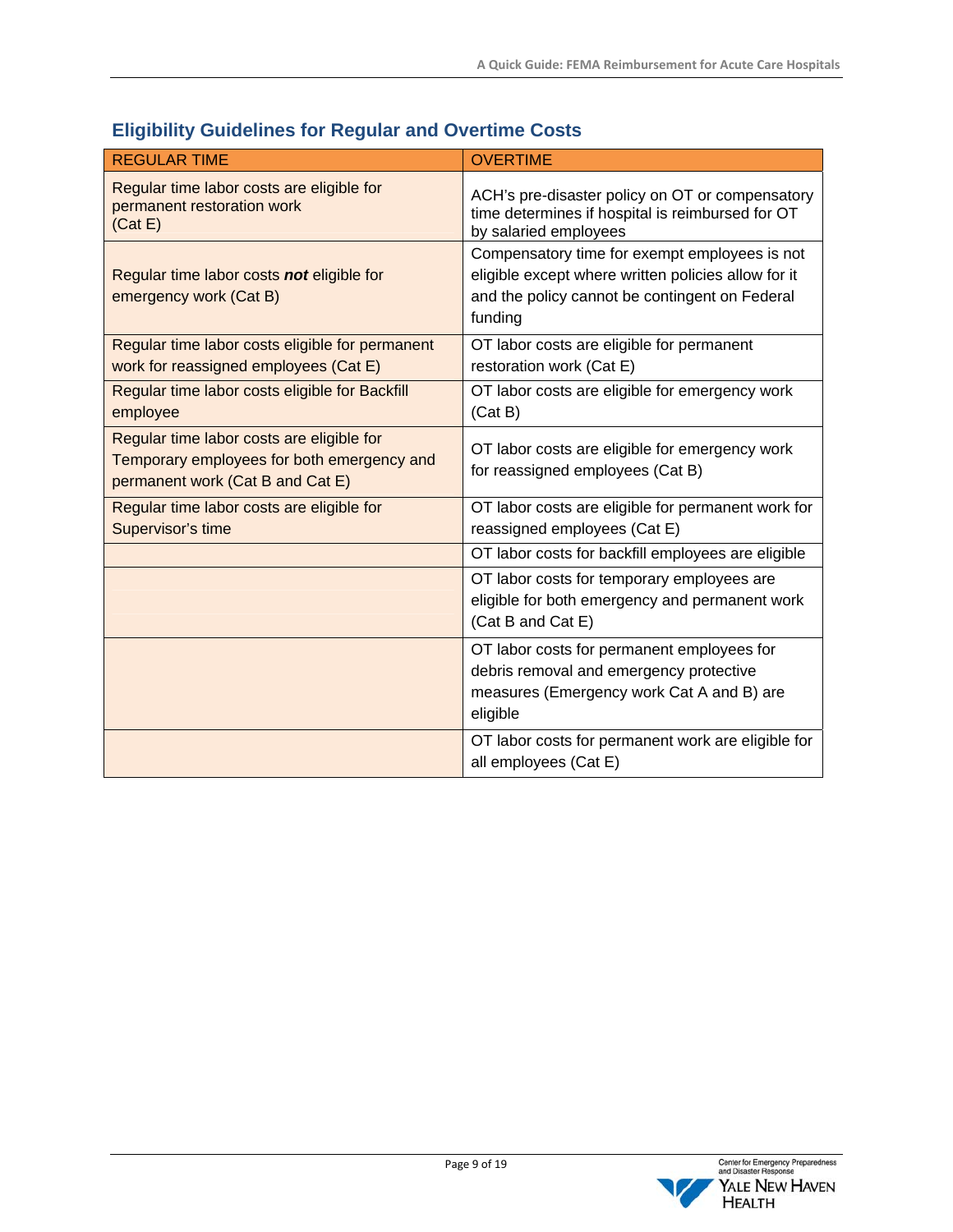## Eligibility Guidelines for Regular and Overtime Costs

| REGULAR TIME | OVERTIME |
|---|---|
| Regular time labor costs are eligible for permanent restoration work (Cat E) | ACH's pre-disaster policy on OT or compensatory time determines if hospital is reimbursed for OT by salaried employees |
| Regular time labor costs ***not*** eligible for emergency work (Cat B) | Compensatory time for exempt employees is not eligible except where written policies allow for it and the policy cannot be contingent on Federal funding |
| Regular time labor costs eligible for permanent work for reassigned employees (Cat E) | OT labor costs are eligible for permanent restoration work (Cat E) |
| Regular time labor costs eligible for Backfill employee | OT labor costs are eligible for emergency work (Cat B) |
| Regular time labor costs are eligible for Temporary employees for both emergency and permanent work (Cat B and Cat E) | OT labor costs are eligible for emergency work for reassigned employees (Cat B) |
| Regular time labor costs are eligible for Supervisor's time | OT labor costs are eligible for permanent work for reassigned employees (Cat E) |
| | OT labor costs for backfill employees are eligible |
| | OT labor costs for temporary employees are eligible for both emergency and permanent work (Cat B and Cat E) |
| | OT labor costs for permanent employees for debris removal and emergency protective measures (Emergency work Cat A and B) are eligible |
| | OT labor costs for permanent work are eligible for all employees (Cat E) |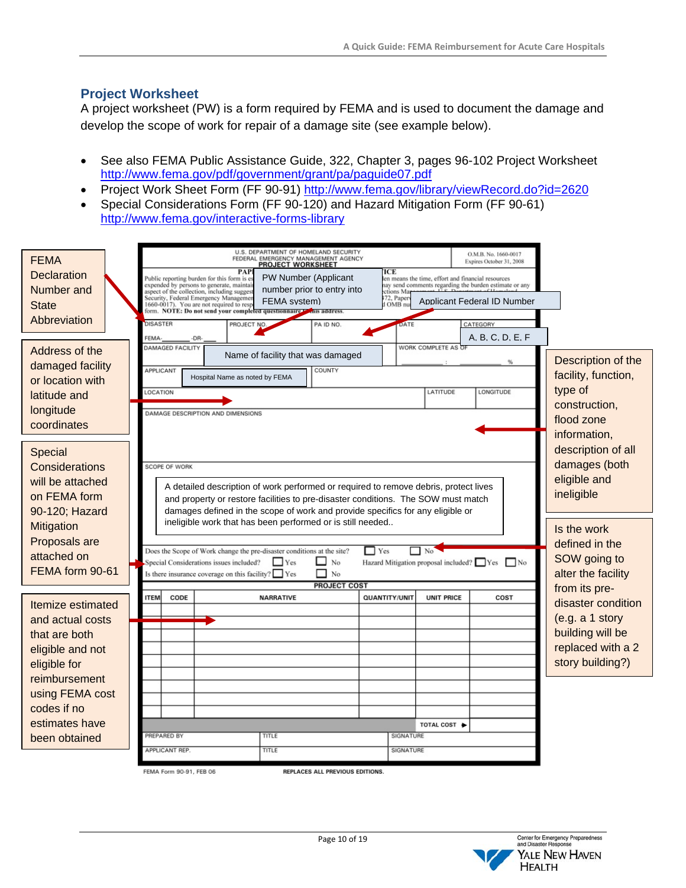## Project Worksheet

A project worksheet (PW) is a form required by FEMA and is used to document the damage and develop the scope of work for repair of a damage site (see example below).

- See also FEMA Public Assistance Guide, 322, Chapter 3, pages 96-102 Project Worksheet http://www.fema.gov/pdf/government/grant/pa/paguide07.pdf
- Project Work Sheet Form (FF 90-91) http://www.fema.gov/library/viewRecord.do?id=2620
- Special Considerations Form (FF 90-120) and Hazard Mitigation Form (FF 90-61) http://www.fema.gov/interactive-forms-library

FEMA Declaration Number and State Abbreviation

PW Number (Applicant number prior to entry into FEMA system)

Applicant Federal ID Number

A, B, C, D, E, F

Name of facility that was damaged

Hospital Name as noted by FEMA

Address of the damaged facility or location with latitude and longitude coordinates

Description of the facility, function, type of construction, flood zone information, description of all damages (both eligible and ineligible

A detailed description of work performed or required to remove debris, protect lives and property or restore facilities to pre-disaster conditions. The SOW must match damages defined in the scope of work and provide specifics for any eligible or ineligible work that has been performed or is still needed..

Special Considerations will be attached on FEMA form 90-120; Hazard Mitigation Proposals are attached on FEMA form 90-61

Is the work defined in the SOW going to alter the facility from its pre-disaster condition (e.g. a 1 story building will be replaced with a 2 story building?)

Itemize estimated and actual costs that are both eligible and not eligible for reimbursement using FEMA cost codes if no estimates have been obtained

U.S. DEPARTMENT OF HOMELAND SECURITY
FEDERAL EMERGENCY MANAGEMENT AGENCY
**PROJECT WORKSHEET**

O.M.B. No. 1660-0017
Expires October 31, 2008

| DISASTER FEMA- -DR- | PROJECT NO. | PA ID NO. | DATE | CATEGORY |
|---|---|---|---|---|
| DAMAGED FACILITY | | | WORK COMPLETE AS OF: % | |
| APPLICANT | | COUNTY | | |
| LOCATION | | | LATITUDE | LONGITUDE |

DAMAGE DESCRIPTION AND DIMENSIONS

SCOPE OF WORK

Does the Scope of Work change the pre-disaster conditions at the site? ☐ Yes ☐ No
Special Considerations issues included? ☐ Yes ☐ No   Hazard Mitigation proposal included? ☐ Yes ☐ No
Is there insurance coverage on this facility? ☐ Yes ☐ No

**PROJECT COST**

| ITEM | CODE | NARRATIVE | QUANTITY/UNIT | UNIT PRICE | COST |
|---|---|---|---|---|---|
| | | | | | |
| | | | | TOTAL COST ▶ | |

| PREPARED BY | TITLE | SIGNATURE |
|---|---|---|
| APPLICANT REP. | TITLE | SIGNATURE |

FEMA Form 90-91, FEB 06   REPLACES ALL PREVIOUS EDITIONS.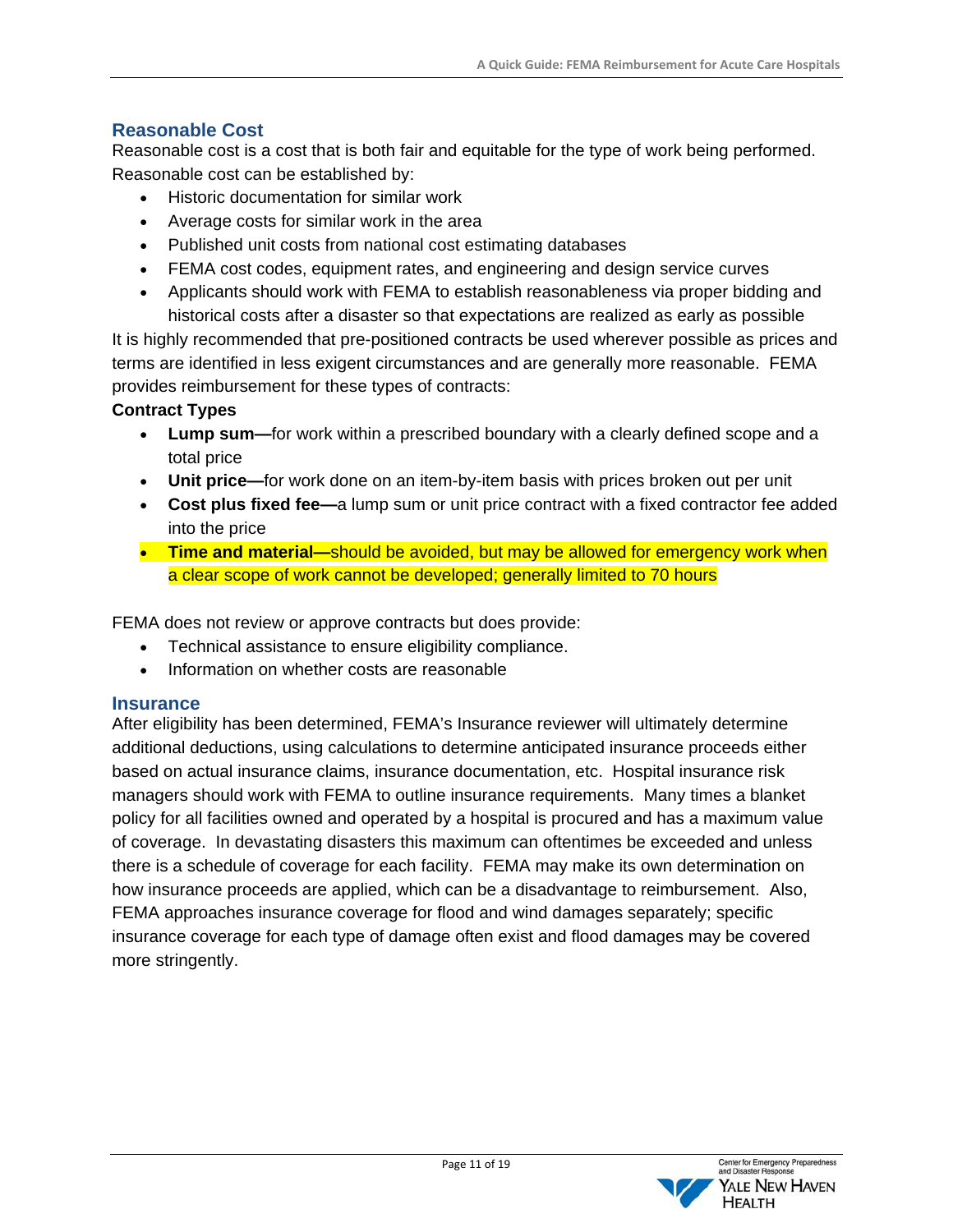## Reasonable Cost

Reasonable cost is a cost that is both fair and equitable for the type of work being performed. Reasonable cost can be established by:

- Historic documentation for similar work
- Average costs for similar work in the area
- Published unit costs from national cost estimating databases
- FEMA cost codes, equipment rates, and engineering and design service curves
- Applicants should work with FEMA to establish reasonableness via proper bidding and historical costs after a disaster so that expectations are realized as early as possible

It is highly recommended that pre-positioned contracts be used wherever possible as prices and terms are identified in less exigent circumstances and are generally more reasonable. FEMA provides reimbursement for these types of contracts:

**Contract Types**

- **Lump sum—**for work within a prescribed boundary with a clearly defined scope and a total price
- **Unit price—**for work done on an item-by-item basis with prices broken out per unit
- **Cost plus fixed fee—**a lump sum or unit price contract with a fixed contractor fee added into the price
- **Time and material—**should be avoided, but may be allowed for emergency work when a clear scope of work cannot be developed; generally limited to 70 hours

FEMA does not review or approve contracts but does provide:

- Technical assistance to ensure eligibility compliance.
- Information on whether costs are reasonable

## Insurance

After eligibility has been determined, FEMA's Insurance reviewer will ultimately determine additional deductions, using calculations to determine anticipated insurance proceeds either based on actual insurance claims, insurance documentation, etc. Hospital insurance risk managers should work with FEMA to outline insurance requirements. Many times a blanket policy for all facilities owned and operated by a hospital is procured and has a maximum value of coverage. In devastating disasters this maximum can oftentimes be exceeded and unless there is a schedule of coverage for each facility. FEMA may make its own determination on how insurance proceeds are applied, which can be a disadvantage to reimbursement. Also, FEMA approaches insurance coverage for flood and wind damages separately; specific insurance coverage for each type of damage often exist and flood damages may be covered more stringently.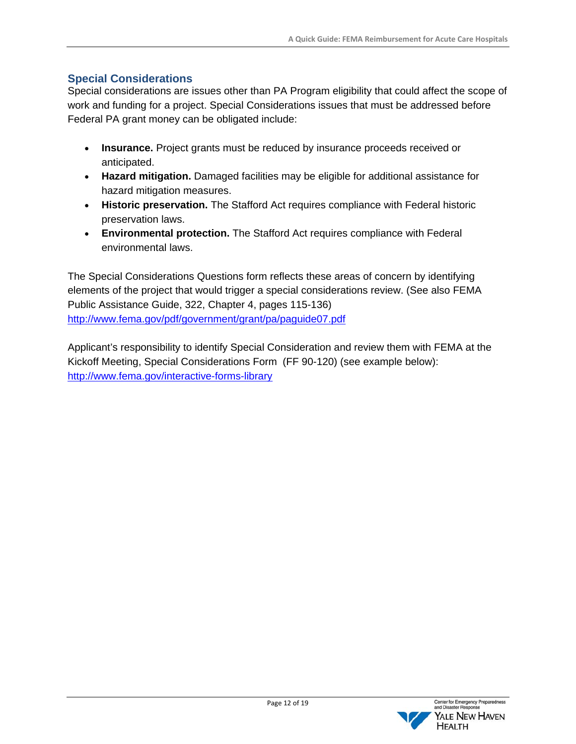## Special Considerations

Special considerations are issues other than PA Program eligibility that could affect the scope of work and funding for a project. Special Considerations issues that must be addressed before Federal PA grant money can be obligated include:

- **Insurance.** Project grants must be reduced by insurance proceeds received or anticipated.
- **Hazard mitigation.** Damaged facilities may be eligible for additional assistance for hazard mitigation measures.
- **Historic preservation.** The Stafford Act requires compliance with Federal historic preservation laws.
- **Environmental protection.** The Stafford Act requires compliance with Federal environmental laws.

The Special Considerations Questions form reflects these areas of concern by identifying elements of the project that would trigger a special considerations review. (See also FEMA Public Assistance Guide, 322, Chapter 4, pages 115-136) http://www.fema.gov/pdf/government/grant/pa/paguide07.pdf

Applicant's responsibility to identify Special Consideration and review them with FEMA at the Kickoff Meeting, Special Considerations Form (FF 90-120) (see example below): http://www.fema.gov/interactive-forms-library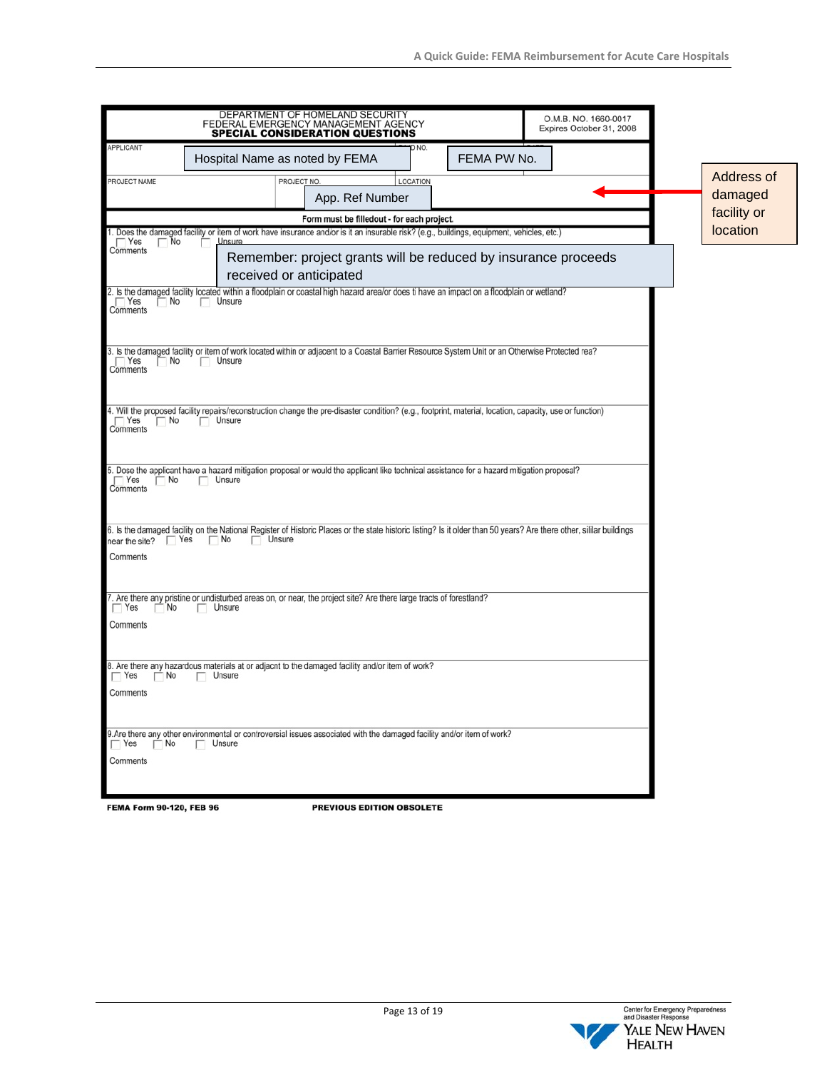DEPARTMENT OF HOMELAND SECURITY
FEDERAL EMERGENCY MANAGEMENT AGENCY
**SPECIAL CONSIDERATION QUESTIONS**

O.M.B. NO. 1660-0017
Expires October 31, 2008

| APPLICANT | | PW NO. | DATE |
|---|---|---|---|
| Hospital Name as noted by FEMA | | FEMA PW No. | |
| PROJECT NAME | PROJECT NO. | LOCATION | |
| | App. Ref Number | | |

Address of damaged facility or location

**Form must be filledout - for each project.**

1. Does the damaged facility or item of work have insurance and/or is it an insurable risk? (e.g., buildings, equipment, vehicles, etc.)
☐ Yes ☐ No ☐ Unsure
Comments

Remember: project grants will be reduced by insurance proceeds received or anticipated

2. Is the damaged facility located within a floodplain or coastal high hazard area/or does it have an impact on a floodplain or wetland?
☐ Yes ☐ No ☐ Unsure
Comments

3. Is the damaged facility or item of work located within or adjacent to a Coastal Barrier Resource System Unit or an Otherwise Protected rea?
☐ Yes ☐ No ☐ Unsure
Comments

4. Will the proposed facility repairs/reconstruction change the pre-disaster condition? (e.g., footprint, material, location, capacity, use or function)
☐ Yes ☐ No ☐ Unsure
Comments

5. Dose the applicant have a hazard mitigation proposal or would the applicant like technical assistance for a hazard mitigation proposal?
☐ Yes ☐ No ☐ Unsure
Comments

6. Is the damaged facility on the National Register of Historic Places or the state historic listing? Is it older than 50 years? Are there other, sillar buildings near the site? ☐ Yes ☐ No ☐ Unsure
Comments

7. Are there any pristine or undisturbed areas on, or near, the project site? Are there large tracts of forestland?
☐ Yes ☐ No ☐ Unsure
Comments

8. Are there any hazardous materials at or adjacnt to the damaged facility and/or item of work?
☐ Yes ☐ No ☐ Unsure
Comments

9. Are there any other environmental or controversial issues associated with the damaged facility and/or item of work?
☐ Yes ☐ No ☐ Unsure
Comments

**FEMA Form 90-120, FEB 96** **PREVIOUS EDITION OBSOLETE**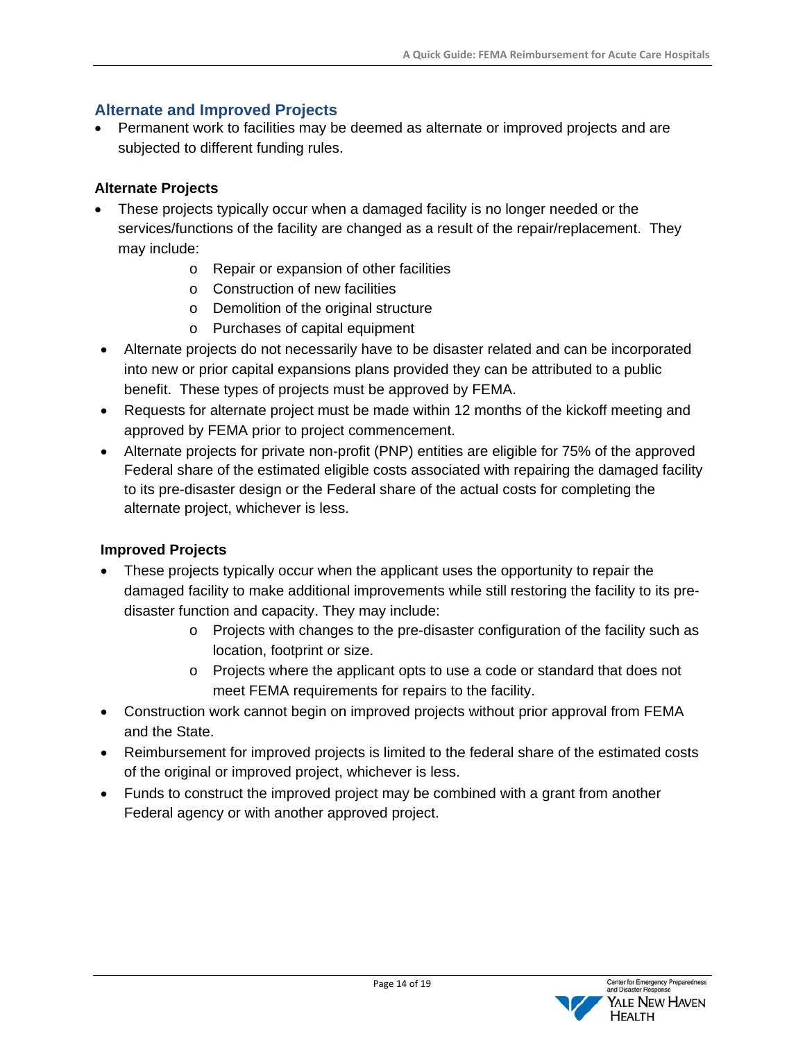## Alternate and Improved Projects

- Permanent work to facilities may be deemed as alternate or improved projects and are subjected to different funding rules.

### Alternate Projects

- These projects typically occur when a damaged facility is no longer needed or the services/functions of the facility are changed as a result of the repair/replacement. They may include:
    - Repair or expansion of other facilities
    - Construction of new facilities
    - Demolition of the original structure
    - Purchases of capital equipment
- Alternate projects do not necessarily have to be disaster related and can be incorporated into new or prior capital expansions plans provided they can be attributed to a public benefit. These types of projects must be approved by FEMA.
- Requests for alternate project must be made within 12 months of the kickoff meeting and approved by FEMA prior to project commencement.
- Alternate projects for private non-profit (PNP) entities are eligible for 75% of the approved Federal share of the estimated eligible costs associated with repairing the damaged facility to its pre-disaster design or the Federal share of the actual costs for completing the alternate project, whichever is less.

### Improved Projects

- These projects typically occur when the applicant uses the opportunity to repair the damaged facility to make additional improvements while still restoring the facility to its pre-disaster function and capacity. They may include:
    - Projects with changes to the pre-disaster configuration of the facility such as location, footprint or size.
    - Projects where the applicant opts to use a code or standard that does not meet FEMA requirements for repairs to the facility.
- Construction work cannot begin on improved projects without prior approval from FEMA and the State.
- Reimbursement for improved projects is limited to the federal share of the estimated costs of the original or improved project, whichever is less.
- Funds to construct the improved project may be combined with a grant from another Federal agency or with another approved project.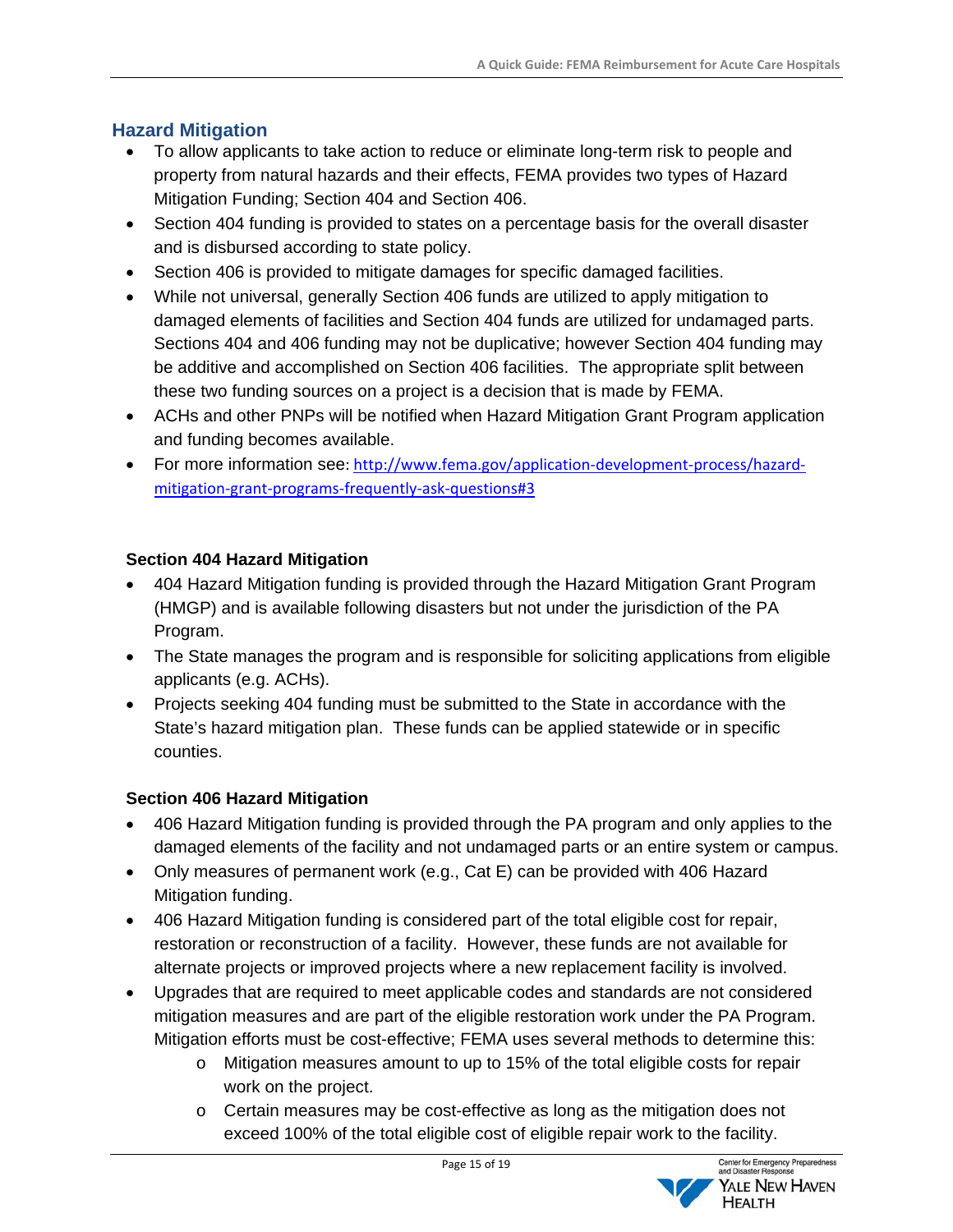## Hazard Mitigation

- To allow applicants to take action to reduce or eliminate long-term risk to people and property from natural hazards and their effects, FEMA provides two types of Hazard Mitigation Funding; Section 404 and Section 406.
- Section 404 funding is provided to states on a percentage basis for the overall disaster and is disbursed according to state policy.
- Section 406 is provided to mitigate damages for specific damaged facilities.
- While not universal, generally Section 406 funds are utilized to apply mitigation to damaged elements of facilities and Section 404 funds are utilized for undamaged parts. Sections 404 and 406 funding may not be duplicative; however Section 404 funding may be additive and accomplished on Section 406 facilities. The appropriate split between these two funding sources on a project is a decision that is made by FEMA.
- ACHs and other PNPs will be notified when Hazard Mitigation Grant Program application and funding becomes available.
- For more information see: http://www.fema.gov/application-development-process/hazard-mitigation-grant-programs-frequently-ask-questions#3

### Section 404 Hazard Mitigation

- 404 Hazard Mitigation funding is provided through the Hazard Mitigation Grant Program (HMGP) and is available following disasters but not under the jurisdiction of the PA Program.
- The State manages the program and is responsible for soliciting applications from eligible applicants (e.g. ACHs).
- Projects seeking 404 funding must be submitted to the State in accordance with the State's hazard mitigation plan. These funds can be applied statewide or in specific counties.

### Section 406 Hazard Mitigation

- 406 Hazard Mitigation funding is provided through the PA program and only applies to the damaged elements of the facility and not undamaged parts or an entire system or campus.
- Only measures of permanent work (e.g., Cat E) can be provided with 406 Hazard Mitigation funding.
- 406 Hazard Mitigation funding is considered part of the total eligible cost for repair, restoration or reconstruction of a facility. However, these funds are not available for alternate projects or improved projects where a new replacement facility is involved.
- Upgrades that are required to meet applicable codes and standards are not considered mitigation measures and are part of the eligible restoration work under the PA Program. Mitigation efforts must be cost-effective; FEMA uses several methods to determine this:
  - Mitigation measures amount to up to 15% of the total eligible costs for repair work on the project.
  - Certain measures may be cost-effective as long as the mitigation does not exceed 100% of the total eligible cost of eligible repair work to the facility.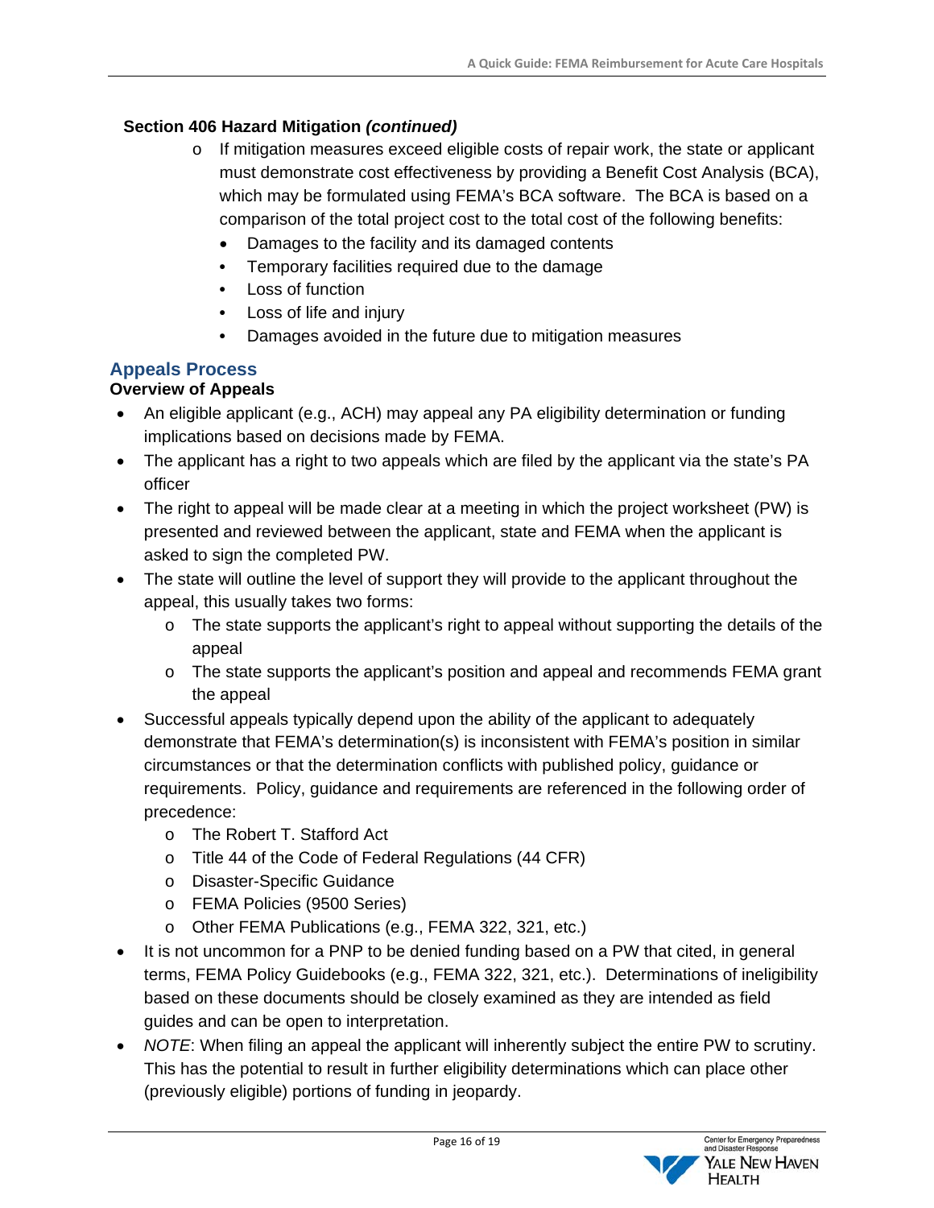**Section 406 Hazard Mitigation *(continued)***

- If mitigation measures exceed eligible costs of repair work, the state or applicant must demonstrate cost effectiveness by providing a Benefit Cost Analysis (BCA), which may be formulated using FEMA's BCA software. The BCA is based on a comparison of the total project cost to the total cost of the following benefits:
  - Damages to the facility and its damaged contents
  - Temporary facilities required due to the damage
  - Loss of function
  - Loss of life and injury
  - Damages avoided in the future due to mitigation measures

## Appeals Process

**Overview of Appeals**

- An eligible applicant (e.g., ACH) may appeal any PA eligibility determination or funding implications based on decisions made by FEMA.
- The applicant has a right to two appeals which are filed by the applicant via the state's PA officer
- The right to appeal will be made clear at a meeting in which the project worksheet (PW) is presented and reviewed between the applicant, state and FEMA when the applicant is asked to sign the completed PW.
- The state will outline the level of support they will provide to the applicant throughout the appeal, this usually takes two forms:
  - The state supports the applicant's right to appeal without supporting the details of the appeal
  - The state supports the applicant's position and appeal and recommends FEMA grant the appeal
- Successful appeals typically depend upon the ability of the applicant to adequately demonstrate that FEMA's determination(s) is inconsistent with FEMA's position in similar circumstances or that the determination conflicts with published policy, guidance or requirements. Policy, guidance and requirements are referenced in the following order of precedence:
  - The Robert T. Stafford Act
  - Title 44 of the Code of Federal Regulations (44 CFR)
  - Disaster-Specific Guidance
  - FEMA Policies (9500 Series)
  - Other FEMA Publications (e.g., FEMA 322, 321, etc.)
- It is not uncommon for a PNP to be denied funding based on a PW that cited, in general terms, FEMA Policy Guidebooks (e.g., FEMA 322, 321, etc.). Determinations of ineligibility based on these documents should be closely examined as they are intended as field guides and can be open to interpretation.
- *NOTE*: When filing an appeal the applicant will inherently subject the entire PW to scrutiny. This has the potential to result in further eligibility determinations which can place other (previously eligible) portions of funding in jeopardy.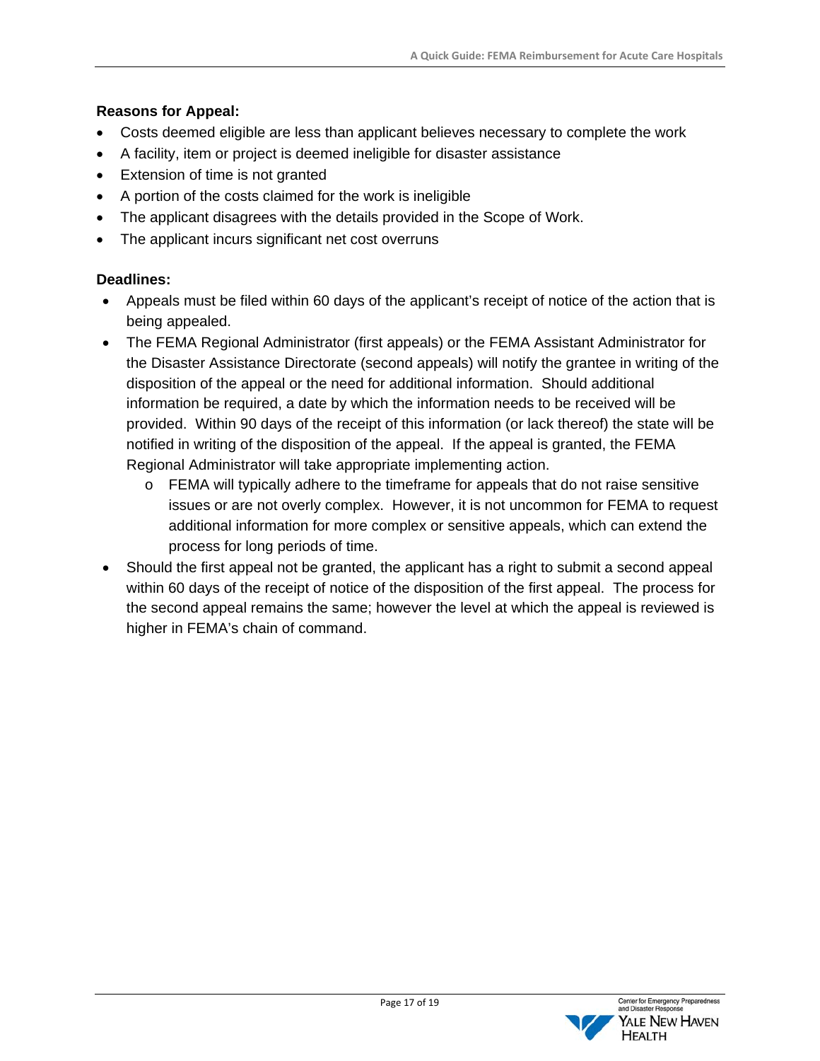**Reasons for Appeal:**

- Costs deemed eligible are less than applicant believes necessary to complete the work
- A facility, item or project is deemed ineligible for disaster assistance
- Extension of time is not granted
- A portion of the costs claimed for the work is ineligible
- The applicant disagrees with the details provided in the Scope of Work.
- The applicant incurs significant net cost overruns

**Deadlines:**

- Appeals must be filed within 60 days of the applicant's receipt of notice of the action that is being appealed.
- The FEMA Regional Administrator (first appeals) or the FEMA Assistant Administrator for the Disaster Assistance Directorate (second appeals) will notify the grantee in writing of the disposition of the appeal or the need for additional information. Should additional information be required, a date by which the information needs to be received will be provided. Within 90 days of the receipt of this information (or lack thereof) the state will be notified in writing of the disposition of the appeal. If the appeal is granted, the FEMA Regional Administrator will take appropriate implementing action.
  - FEMA will typically adhere to the timeframe for appeals that do not raise sensitive issues or are not overly complex. However, it is not uncommon for FEMA to request additional information for more complex or sensitive appeals, which can extend the process for long periods of time.
- Should the first appeal not be granted, the applicant has a right to submit a second appeal within 60 days of the receipt of notice of the disposition of the first appeal. The process for the second appeal remains the same; however the level at which the appeal is reviewed is higher in FEMA's chain of command.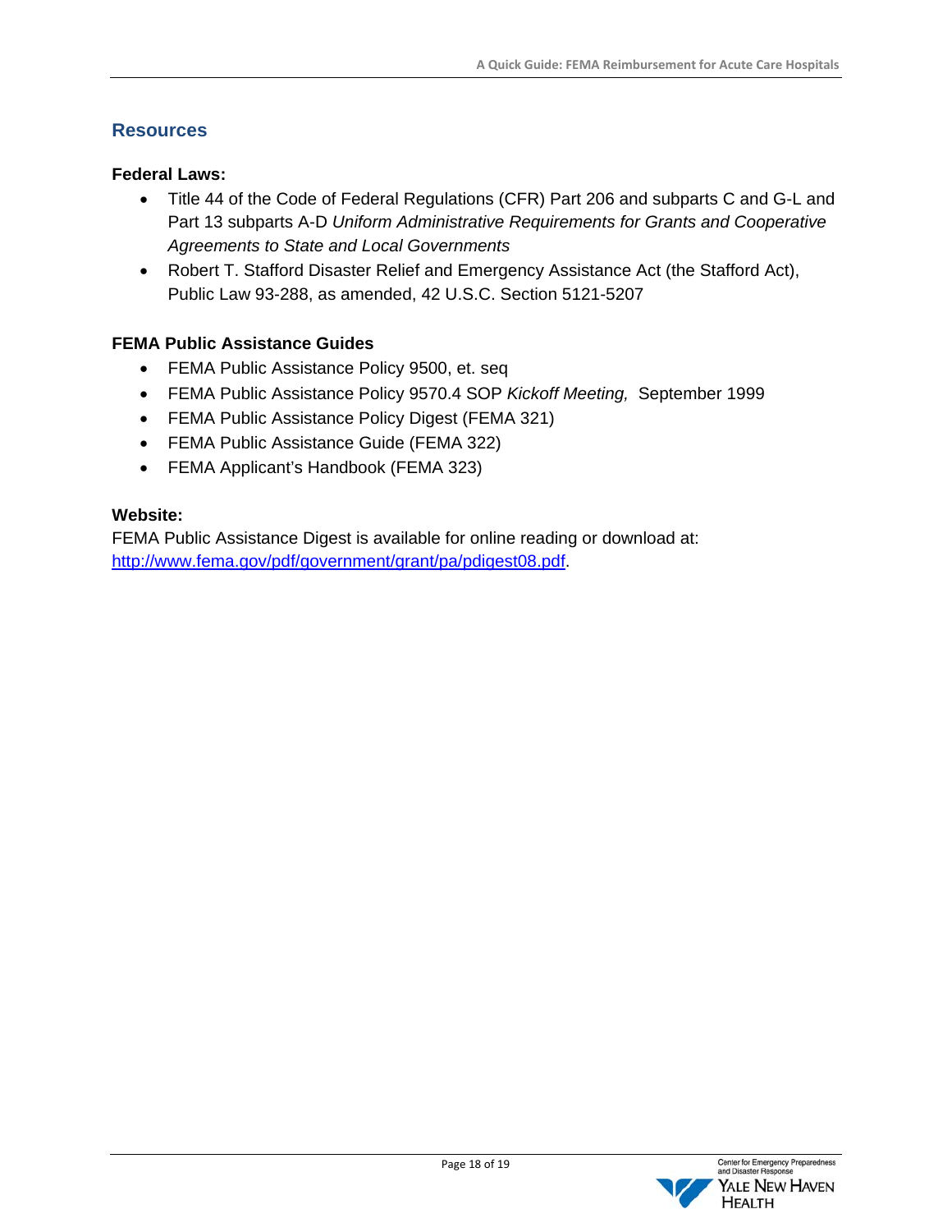## Resources

**Federal Laws:**

- Title 44 of the Code of Federal Regulations (CFR) Part 206 and subparts C and G-L and Part 13 subparts A-D *Uniform Administrative Requirements for Grants and Cooperative Agreements to State and Local Governments*
- Robert T. Stafford Disaster Relief and Emergency Assistance Act (the Stafford Act), Public Law 93-288, as amended, 42 U.S.C. Section 5121-5207

**FEMA Public Assistance Guides**

- FEMA Public Assistance Policy 9500, et. seq
- FEMA Public Assistance Policy 9570.4 SOP *Kickoff Meeting,* September 1999
- FEMA Public Assistance Policy Digest (FEMA 321)
- FEMA Public Assistance Guide (FEMA 322)
- FEMA Applicant's Handbook (FEMA 323)

**Website:**

FEMA Public Assistance Digest is available for online reading or download at: [http://www.fema.gov/pdf/government/grant/pa/pdigest08.pdf](http://www.fema.gov/pdf/government/grant/pa/pdigest08.pdf).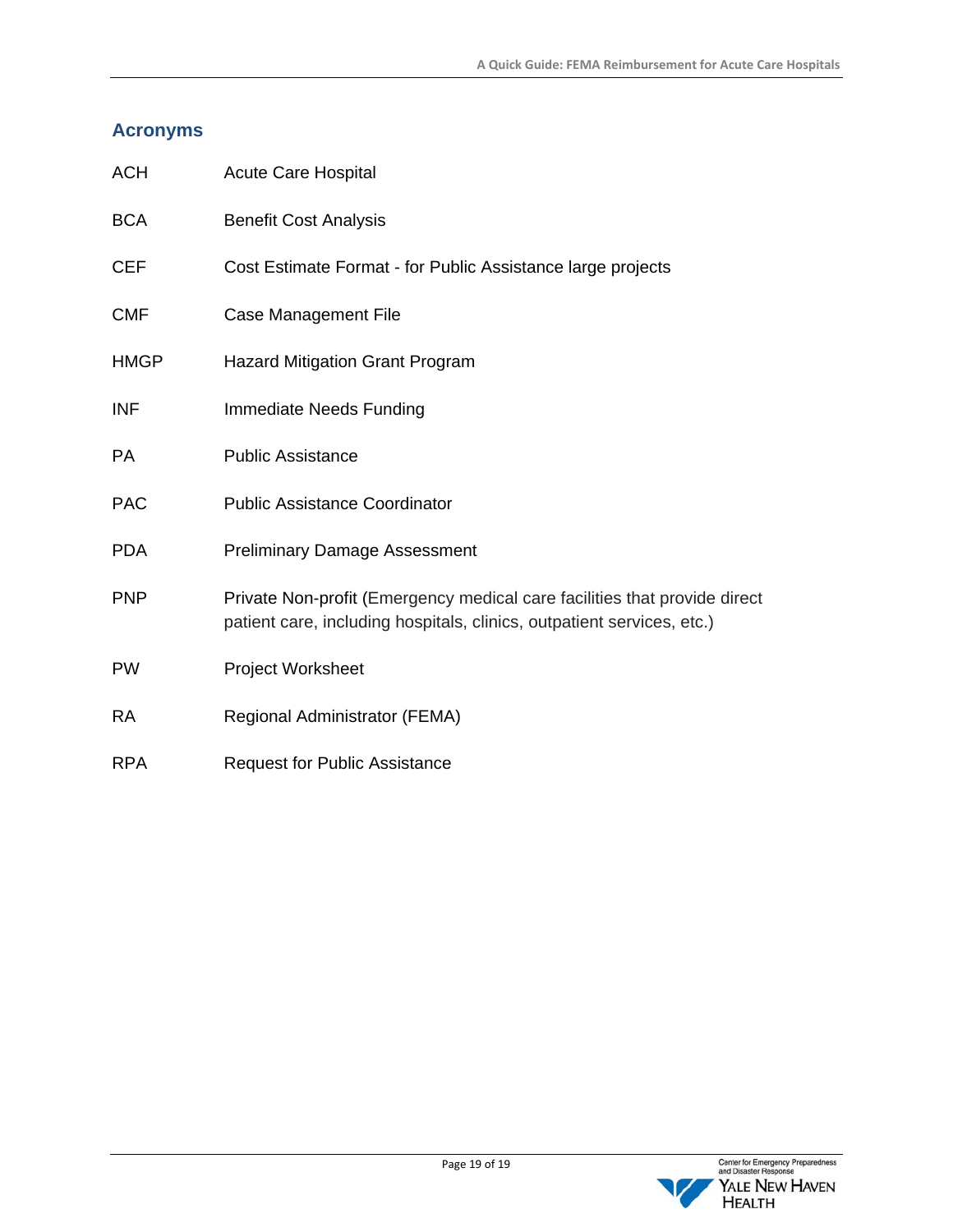## Acronyms

| | |
|---|---|
| ACH | Acute Care Hospital |
| BCA | Benefit Cost Analysis |
| CEF | Cost Estimate Format - for Public Assistance large projects |
| CMF | Case Management File |
| HMGP | Hazard Mitigation Grant Program |
| INF | Immediate Needs Funding |
| PA | Public Assistance |
| PAC | Public Assistance Coordinator |
| PDA | Preliminary Damage Assessment |
| PNP | Private Non-profit (Emergency medical care facilities that provide direct patient care, including hospitals, clinics, outpatient services, etc.) |
| PW | Project Worksheet |
| RA | Regional Administrator (FEMA) |
| RPA | Request for Public Assistance |